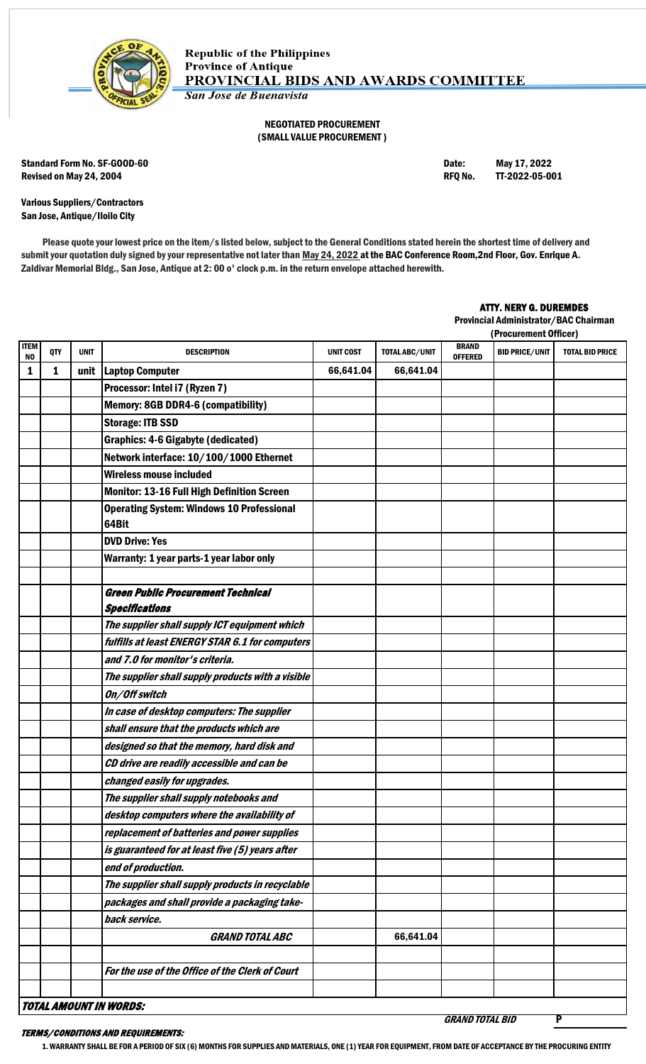Republic of the Philippines
Province of Antique
**PROVINCIAL BIDS AND AWARDS COMMITTEE**
*San Jose de Buenavista*

**NEGOTIATED PROCUREMENT**
**(SMALL VALUE PROCUREMENT )**

Standard Form No. SF-GOOD-60
Revised on May 24, 2004

Date: May 17, 2022
RFQ No. TT-2022-05-001

Various Suppliers/Contractors
San Jose, Antique/Iloilo City

Please quote your lowest price on the item/s listed below, subject to the General Conditions stated herein the shortest time of delivery and submit your quotation duly signed by your representative not later than May 24, 2022 at the BAC Conference Room,2nd Floor, Gov. Enrique A. Zaldivar Memorial Bldg., San Jose, Antique at 2: 00 o' clock p.m. in the return envelope attached herewith.

**ATTY. NERY G. DUREMDES**
Provincial Administrator/BAC Chairman
(Procurement Officer)

| ITEM NO | QTY | UNIT | DESCRIPTION | UNIT COST | TOTAL ABC/UNIT | BRAND OFFERED | BID PRICE/UNIT | TOTAL BID PRICE |
|---|---|---|---|---|---|---|---|---|
| 1 | 1 | unit | Laptop Computer | 66,641.04 | 66,641.04 | | | |
| | | | Processor: Intel i7 (Ryzen 7) | | | | | |
| | | | Memory: 8GB DDR4-6 (compatibility) | | | | | |
| | | | Storage: ITB SSD | | | | | |
| | | | Graphics: 4-6 Gigabyte (dedicated) | | | | | |
| | | | Network interface: 10/100/1000 Ethernet | | | | | |
| | | | Wireless mouse included | | | | | |
| | | | Monitor: 13-16 Full High Definition Screen | | | | | |
| | | | Operating System: Windows 10 Professional 64Bit | | | | | |
| | | | DVD Drive: Yes | | | | | |
| | | | Warranty: 1 year parts-1 year labor only | | | | | |
| | | | | | | | | |
| | | | *Green Public Procurement Technical Specifications* | | | | | |
| | | | *The supplier shall supply ICT equipment which fulfills at least ENERGY STAR 6.1 for computers and 7.0 for monitor's criteria.* | | | | | |
| | | | *The supplier shall supply products with a visible On/Off switch* | | | | | |
| | | | *In case of desktop computers: The supplier shall ensure that the products which are designed so that the memory, hard disk and CD drive are readily accessible and can be changed easily for upgrades.* | | | | | |
| | | | *The supplier shall supply notebooks and desktop computers where the availability of replacement of batteries and power supplies is guaranteed for at least five (5) years after end of production.* | | | | | |
| | | | *The supplier shall supply products in recyclable packages and shall provide a packaging take-back service.* | | | | | |
| | | | *GRAND TOTAL ABC* | | 66,641.04 | | | |
| | | | | | | | | |
| | | | *For the use of the Office of the Clerk of Court* | | | | | |
| | | | | | | | | |

*TOTAL AMOUNT IN WORDS:*

*GRAND TOTAL BID* P

*TERMS/CONDITIONS AND REQUIREMENTS:*

1. WARRANTY SHALL BE FOR A PERIOD OF SIX (6) MONTHS FOR SUPPLIES AND MATERIALS, ONE (1) YEAR FOR EQUIPMENT, FROM DATE OF ACCEPTANCE BY THE PROCURING ENTITY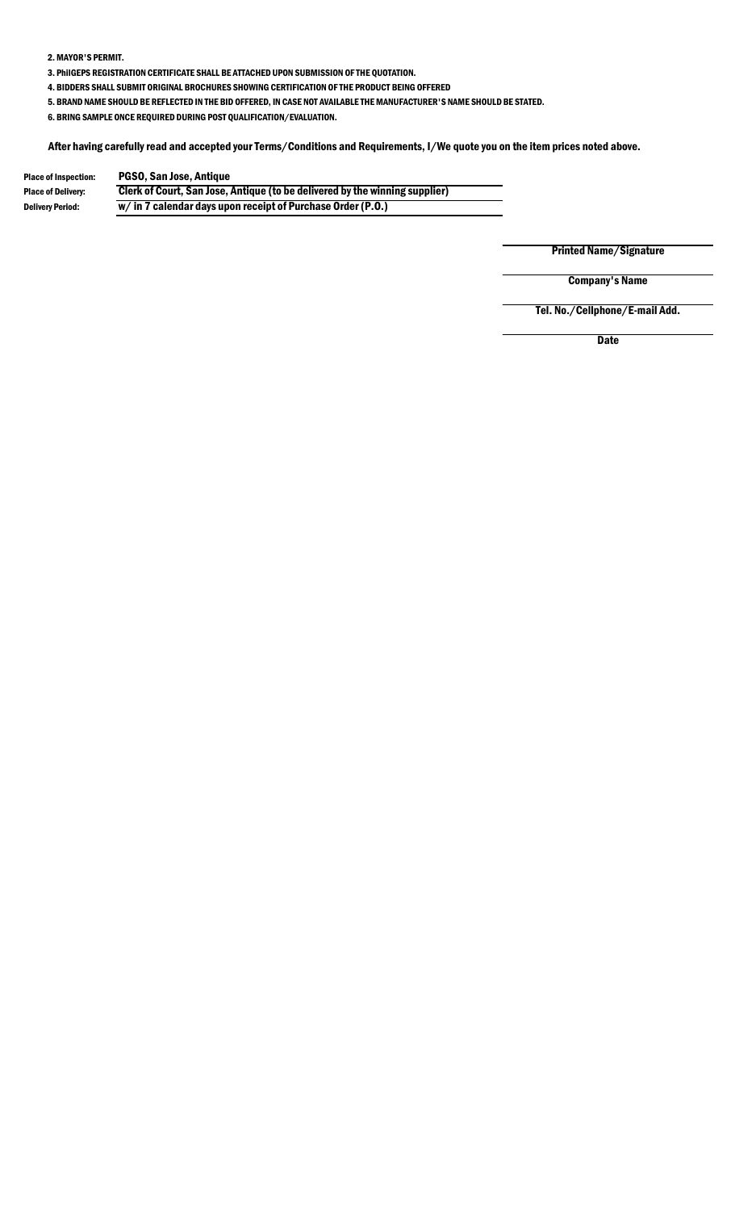2. MAYOR'S PERMIT.

3. PhilGEPS REGISTRATION CERTIFICATE SHALL BE ATTACHED UPON SUBMISSION OF THE QUOTATION.

4. BIDDERS SHALL SUBMIT ORIGINAL BROCHURES SHOWING CERTIFICATION OF THE PRODUCT BEING OFFERED

5. BRAND NAME SHOULD BE REFLECTED IN THE BID OFFERED, IN CASE NOT AVAILABLE THE MANUFACTURER'S NAME SHOULD BE STATED.

6. BRING SAMPLE ONCE REQUIRED DURING POST QUALIFICATION/EVALUATION.

**After having carefully read and accepted your Terms/Conditions and Requirements, I/We quote you on the item prices noted above.**

| | |
|---|---|
| Place of Inspection: | **PGSO, San Jose, Antique** |
| Place of Delivery: | **Clerk of Court, San Jose, Antique (to be delivered by the winning supplier)** |
| Delivery Period: | **w/ in 7 calendar days upon receipt of Purchase Order (P.O.)** |

**Printed Name/Signature**

**Company's Name**

**Tel. No./Cellphone/E-mail Add.**

**Date**